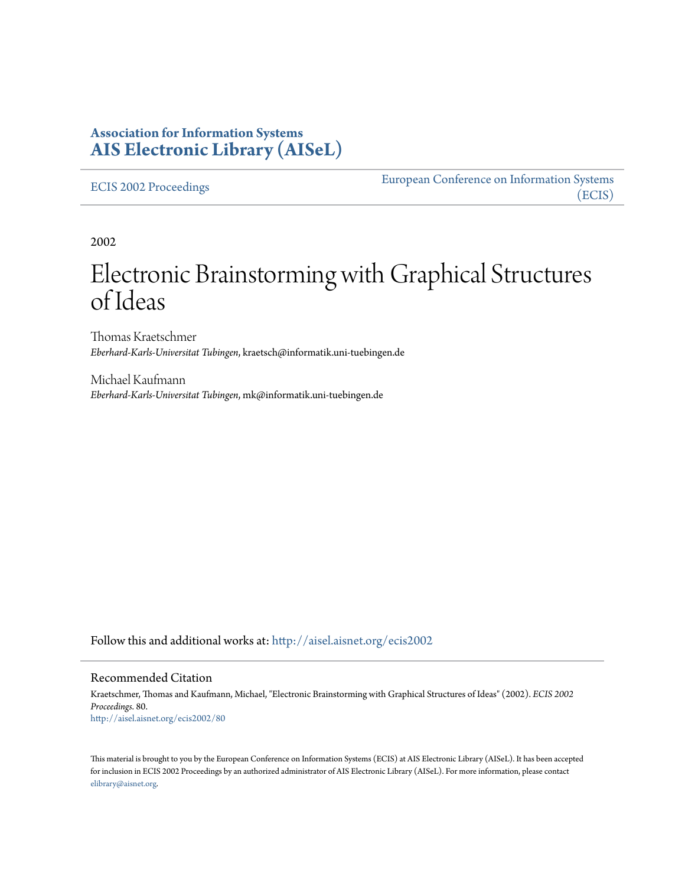**Association for Information Systems**
**AIS Electronic Library (AISeL)**

ECIS 2002 Proceedings

European Conference on Information Systems (ECIS)

2002

# Electronic Brainstorming with Graphical Structures of Ideas

Thomas Kraetschmer
*Eberhard-Karls-Universitat Tubingen*, kraetsch@informatik.uni-tuebingen.de

Michael Kaufmann
*Eberhard-Karls-Universitat Tubingen*, mk@informatik.uni-tuebingen.de

Follow this and additional works at: http://aisel.aisnet.org/ecis2002

## Recommended Citation

Kraetschmer, Thomas and Kaufmann, Michael, "Electronic Brainstorming with Graphical Structures of Ideas" (2002). *ECIS 2002 Proceedings*. 80.
http://aisel.aisnet.org/ecis2002/80

This material is brought to you by the European Conference on Information Systems (ECIS) at AIS Electronic Library (AISeL). It has been accepted for inclusion in ECIS 2002 Proceedings by an authorized administrator of AIS Electronic Library (AISeL). For more information, please contact elibrary@aisnet.org.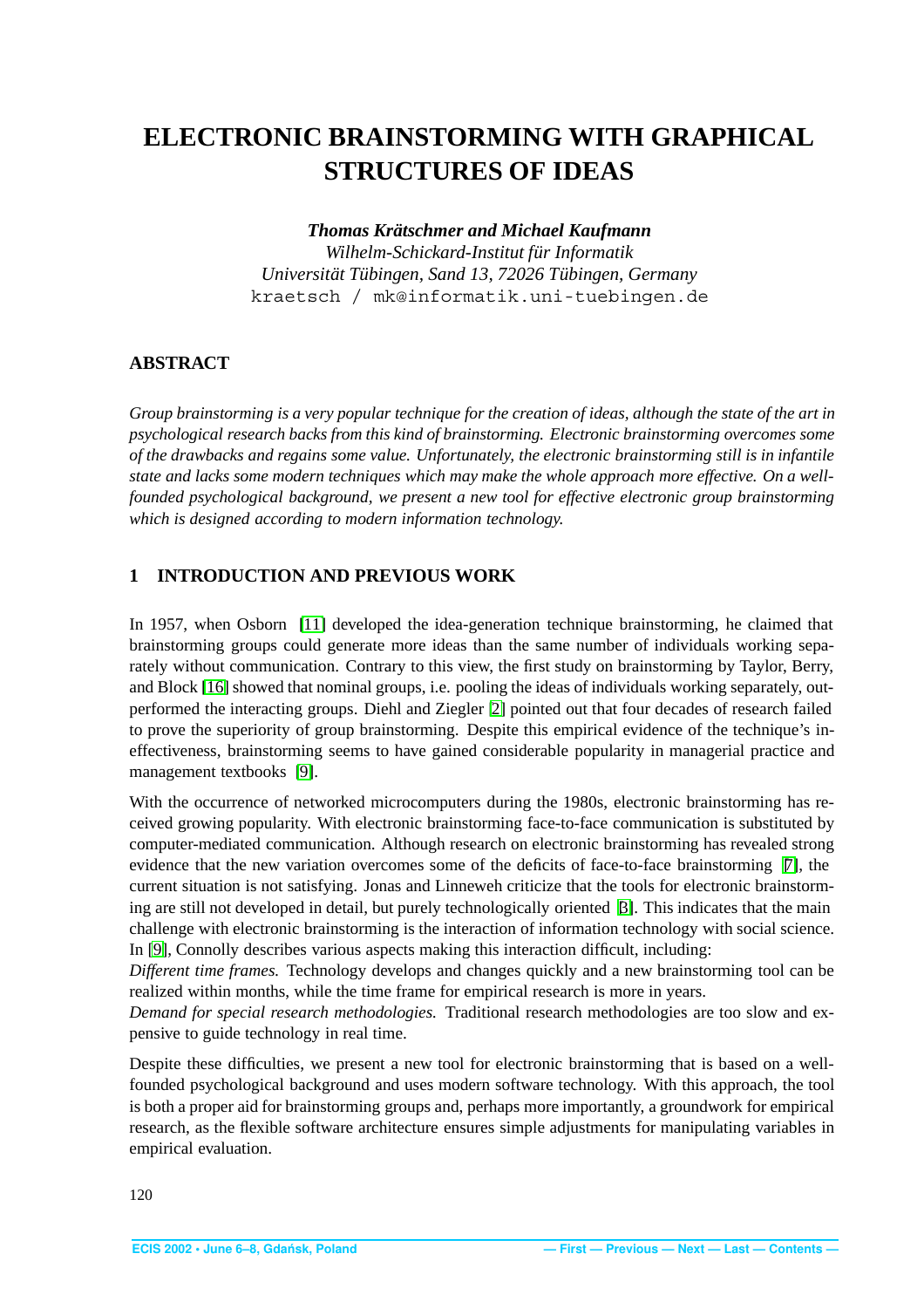# ELECTRONIC BRAINSTORMING WITH GRAPHICAL STRUCTURES OF IDEAS

***Thomas Krätschmer and Michael Kaufmann***

*Wilhelm-Schickard-Institut für Informatik*
*Universität Tübingen, Sand 13, 72026 Tübingen, Germany*
`kraetsch / mk@informatik.uni-tuebingen.de`

## ABSTRACT

*Group brainstorming is a very popular technique for the creation of ideas, although the state of the art in psychological research backs from this kind of brainstorming. Electronic brainstorming overcomes some of the drawbacks and regains some value. Unfortunately, the electronic brainstorming still is in infantile state and lacks some modern techniques which may make the whole approach more effective. On a well-founded psychological background, we present a new tool for effective electronic group brainstorming which is designed according to modern information technology.*

## 1 INTRODUCTION AND PREVIOUS WORK

In 1957, when Osborn [11] developed the idea-generation technique brainstorming, he claimed that brainstorming groups could generate more ideas than the same number of individuals working separately without communication. Contrary to this view, the first study on brainstorming by Taylor, Berry, and Block [16] showed that nominal groups, i.e. pooling the ideas of individuals working separately, outperformed the interacting groups. Diehl and Ziegler [2] pointed out that four decades of research failed to prove the superiority of group brainstorming. Despite this empirical evidence of the technique's ineffectiveness, brainstorming seems to have gained considerable popularity in managerial practice and management textbooks [9].

With the occurrence of networked microcomputers during the 1980s, electronic brainstorming has received growing popularity. With electronic brainstorming face-to-face communication is substituted by computer-mediated communication. Although research on electronic brainstorming has revealed strong evidence that the new variation overcomes some of the deficits of face-to-face brainstorming [7], the current situation is not satisfying. Jonas and Linneweh criticize that the tools for electronic brainstorming are still not developed in detail, but purely technologically oriented [8]. This indicates that the main challenge with electronic brainstorming is the interaction of information technology with social science. In [9], Connolly describes various aspects making this interaction difficult, including:

*Different time frames.* Technology develops and changes quickly and a new brainstorming tool can be realized within months, while the time frame for empirical research is more in years.

*Demand for special research methodologies.* Traditional research methodologies are too slow and expensive to guide technology in real time.

Despite these difficulties, we present a new tool for electronic brainstorming that is based on a well-founded psychological background and uses modern software technology. With this approach, the tool is both a proper aid for brainstorming groups and, perhaps more importantly, a groundwork for empirical research, as the flexible software architecture ensures simple adjustments for manipulating variables in empirical evaluation.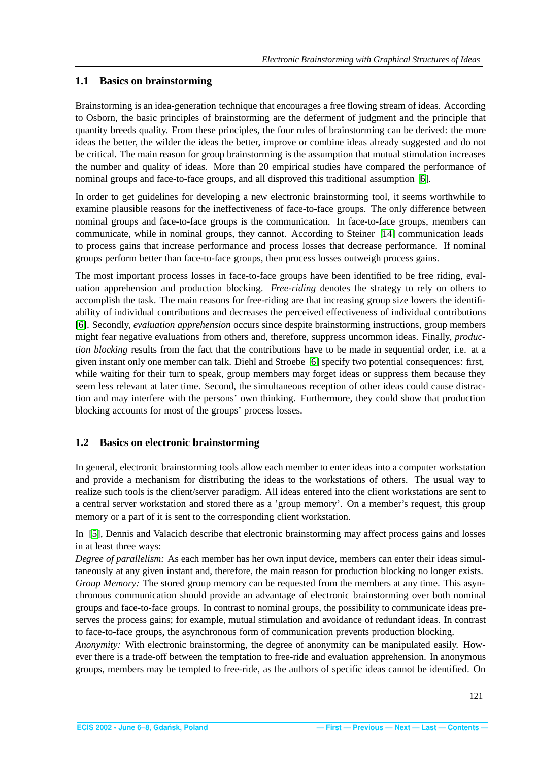### 1.1 Basics on brainstorming

Brainstorming is an idea-generation technique that encourages a free flowing stream of ideas. According to Osborn, the basic principles of brainstorming are the deferment of judgment and the principle that quantity breeds quality. From these principles, the four rules of brainstorming can be derived: the more ideas the better, the wilder the ideas the better, improve or combine ideas already suggested and do not be critical. The main reason for group brainstorming is the assumption that mutual stimulation increases the number and quality of ideas. More than 20 empirical studies have compared the performance of nominal groups and face-to-face groups, and all disproved this traditional assumption [6].

In order to get guidelines for developing a new electronic brainstorming tool, it seems worthwhile to examine plausible reasons for the ineffectiveness of face-to-face groups. The only difference between nominal groups and face-to-face groups is the communication. In face-to-face groups, members can communicate, while in nominal groups, they cannot. According to Steiner [14] communication leads to process gains that increase performance and process losses that decrease performance. If nominal groups perform better than face-to-face groups, then process losses outweigh process gains.

The most important process losses in face-to-face groups have been identified to be free riding, evaluation apprehension and production blocking. *Free-riding* denotes the strategy to rely on others to accomplish the task. The main reasons for free-riding are that increasing group size lowers the identifiability of individual contributions and decreases the perceived effectiveness of individual contributions [6]. Secondly, *evaluation apprehension* occurs since despite brainstorming instructions, group members might fear negative evaluations from others and, therefore, suppress uncommon ideas. Finally, *production blocking* results from the fact that the contributions have to be made in sequential order, i.e. at a given instant only one member can talk. Diehl and Stroebe [6] specify two potential consequences: first, while waiting for their turn to speak, group members may forget ideas or suppress them because they seem less relevant at later time. Second, the simultaneous reception of other ideas could cause distraction and may interfere with the persons' own thinking. Furthermore, they could show that production blocking accounts for most of the groups' process losses.

### 1.2 Basics on electronic brainstorming

In general, electronic brainstorming tools allow each member to enter ideas into a computer workstation and provide a mechanism for distributing the ideas to the workstations of others. The usual way to realize such tools is the client/server paradigm. All ideas entered into the client workstations are sent to a central server workstation and stored there as a 'group memory'. On a member's request, this group memory or a part of it is sent to the corresponding client workstation.

In [5], Dennis and Valacich describe that electronic brainstorming may affect process gains and losses in at least three ways:

*Degree of parallelism:* As each member has her own input device, members can enter their ideas simultaneously at any given instant and, therefore, the main reason for production blocking no longer exists.

*Group Memory:* The stored group memory can be requested from the members at any time. This asynchronous communication should provide an advantage of electronic brainstorming over both nominal groups and face-to-face groups. In contrast to nominal groups, the possibility to communicate ideas preserves the process gains; for example, mutual stimulation and avoidance of redundant ideas. In contrast to face-to-face groups, the asynchronous form of communication prevents production blocking.

*Anonymity:* With electronic brainstorming, the degree of anonymity can be manipulated easily. However there is a trade-off between the temptation to free-ride and evaluation apprehension. In anonymous groups, members may be tempted to free-ride, as the authors of specific ideas cannot be identified. On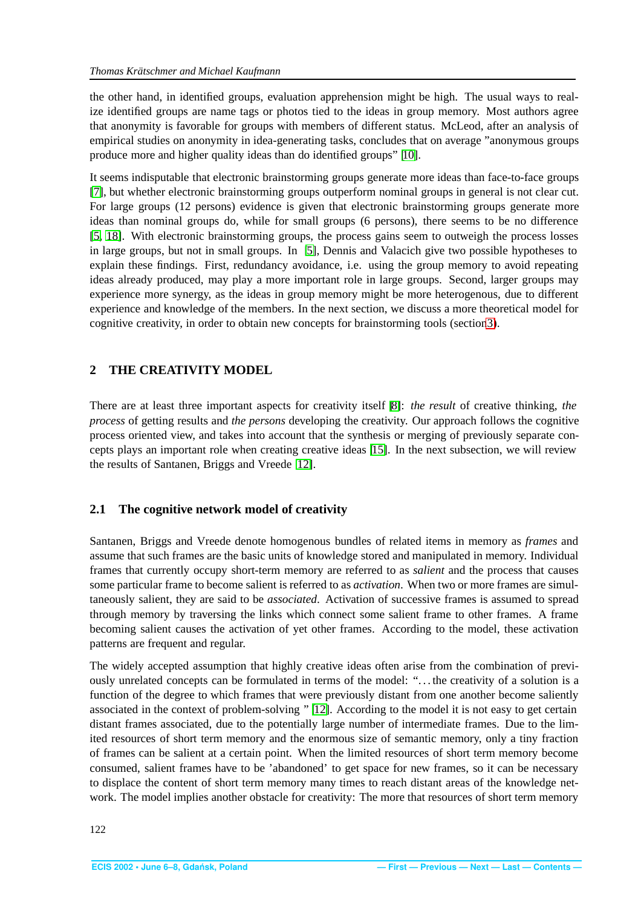the other hand, in identified groups, evaluation apprehension might be high. The usual ways to realize identified groups are name tags or photos tied to the ideas in group memory. Most authors agree that anonymity is favorable for groups with members of different status. McLeod, after an analysis of empirical studies on anonymity in idea-generating tasks, concludes that on average "anonymous groups produce more and higher quality ideas than do identified groups" [10].

It seems indisputable that electronic brainstorming groups generate more ideas than face-to-face groups [7], but whether electronic brainstorming groups outperform nominal groups in general is not clear cut. For large groups (12 persons) evidence is given that electronic brainstorming groups generate more ideas than nominal groups do, while for small groups (6 persons), there seems to be no difference [5, 18]. With electronic brainstorming groups, the process gains seem to outweigh the process losses in large groups, but not in small groups. In [5], Dennis and Valacich give two possible hypotheses to explain these findings. First, redundancy avoidance, i.e. using the group memory to avoid repeating ideas already produced, may play a more important role in large groups. Second, larger groups may experience more synergy, as the ideas in group memory might be more heterogenous, due to different experience and knowledge of the members. In the next section, we discuss a more theoretical model for cognitive creativity, in order to obtain new concepts for brainstorming tools (section 3).

## 2 THE CREATIVITY MODEL

There are at least three important aspects for creativity itself [8]: *the result* of creative thinking, *the process* of getting results and *the persons* developing the creativity. Our approach follows the cognitive process oriented view, and takes into account that the synthesis or merging of previously separate concepts plays an important role when creating creative ideas [15]. In the next subsection, we will review the results of Santanen, Briggs and Vreede [12].

### 2.1 The cognitive network model of creativity

Santanen, Briggs and Vreede denote homogenous bundles of related items in memory as *frames* and assume that such frames are the basic units of knowledge stored and manipulated in memory. Individual frames that currently occupy short-term memory are referred to as *salient* and the process that causes some particular frame to become salient is referred to as *activation*. When two or more frames are simultaneously salient, they are said to be *associated*. Activation of successive frames is assumed to spread through memory by traversing the links which connect some salient frame to other frames. A frame becoming salient causes the activation of yet other frames. According to the model, these activation patterns are frequent and regular.

The widely accepted assumption that highly creative ideas often arise from the combination of previously unrelated concepts can be formulated in terms of the model: "…the creativity of a solution is a function of the degree to which frames that were previously distant from one another become saliently associated in the context of problem-solving " [12]. According to the model it is not easy to get certain distant frames associated, due to the potentially large number of intermediate frames. Due to the limited resources of short term memory and the enormous size of semantic memory, only a tiny fraction of frames can be salient at a certain point. When the limited resources of short term memory become consumed, salient frames have to be 'abandoned' to get space for new frames, so it can be necessary to displace the content of short term memory many times to reach distant areas of the knowledge network. The model implies another obstacle for creativity: The more that resources of short term memory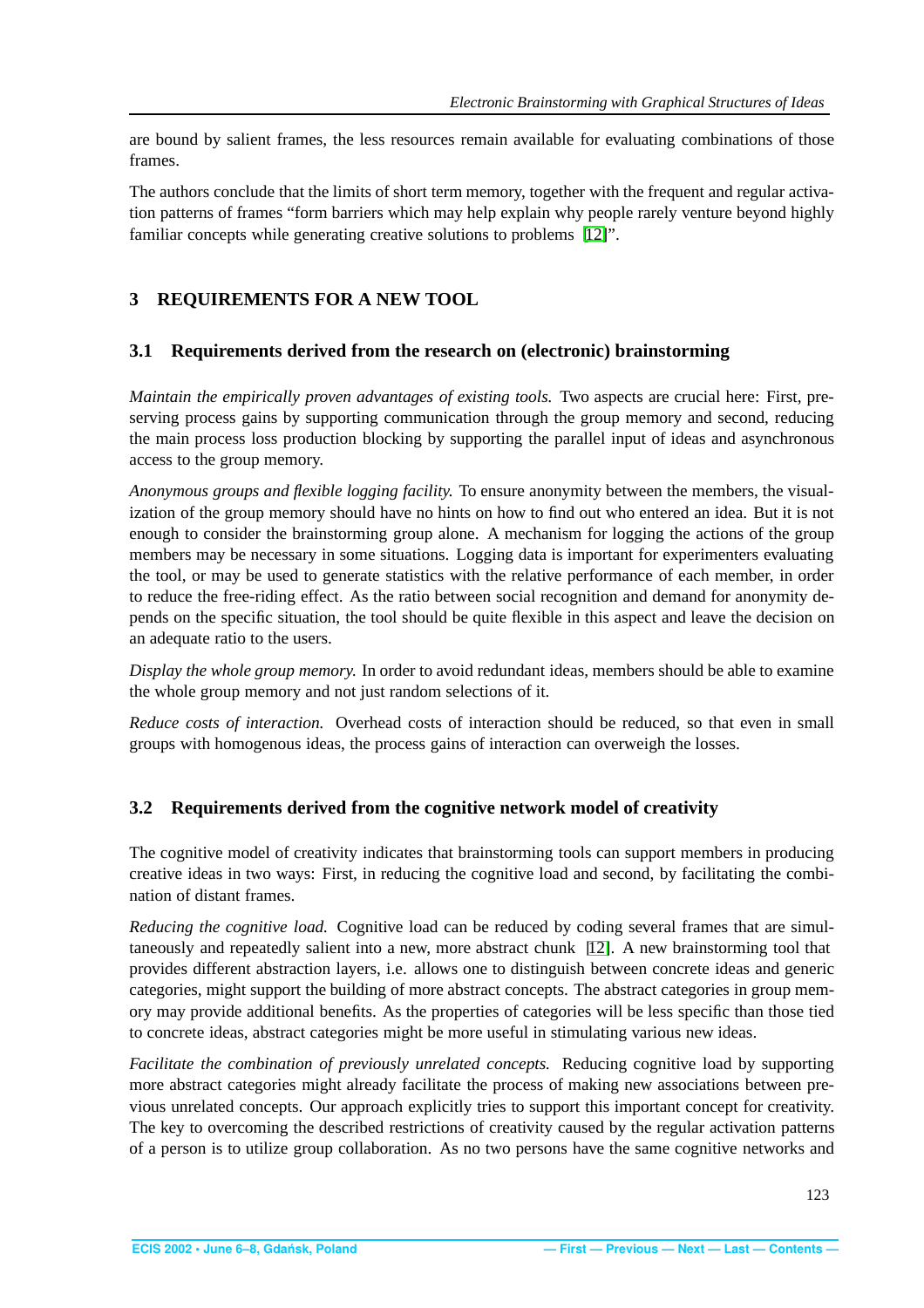are bound by salient frames, the less resources remain available for evaluating combinations of those frames.

The authors conclude that the limits of short term memory, together with the frequent and regular activation patterns of frames "form barriers which may help explain why people rarely venture beyond highly familiar concepts while generating creative solutions to problems [12]".

## 3 REQUIREMENTS FOR A NEW TOOL

### 3.1 Requirements derived from the research on (electronic) brainstorming

*Maintain the empirically proven advantages of existing tools.* Two aspects are crucial here: First, preserving process gains by supporting communication through the group memory and second, reducing the main process loss production blocking by supporting the parallel input of ideas and asynchronous access to the group memory.

*Anonymous groups and flexible logging facility.* To ensure anonymity between the members, the visualization of the group memory should have no hints on how to find out who entered an idea. But it is not enough to consider the brainstorming group alone. A mechanism for logging the actions of the group members may be necessary in some situations. Logging data is important for experimenters evaluating the tool, or may be used to generate statistics with the relative performance of each member, in order to reduce the free-riding effect. As the ratio between social recognition and demand for anonymity depends on the specific situation, the tool should be quite flexible in this aspect and leave the decision on an adequate ratio to the users.

*Display the whole group memory.* In order to avoid redundant ideas, members should be able to examine the whole group memory and not just random selections of it.

*Reduce costs of interaction.* Overhead costs of interaction should be reduced, so that even in small groups with homogenous ideas, the process gains of interaction can overweigh the losses.

### 3.2 Requirements derived from the cognitive network model of creativity

The cognitive model of creativity indicates that brainstorming tools can support members in producing creative ideas in two ways: First, in reducing the cognitive load and second, by facilitating the combination of distant frames.

*Reducing the cognitive load.* Cognitive load can be reduced by coding several frames that are simultaneously and repeatedly salient into a new, more abstract chunk [12]. A new brainstorming tool that provides different abstraction layers, i.e. allows one to distinguish between concrete ideas and generic categories, might support the building of more abstract concepts. The abstract categories in group memory may provide additional benefits. As the properties of categories will be less specific than those tied to concrete ideas, abstract categories might be more useful in stimulating various new ideas.

*Facilitate the combination of previously unrelated concepts.* Reducing cognitive load by supporting more abstract categories might already facilitate the process of making new associations between previous unrelated concepts. Our approach explicitly tries to support this important concept for creativity. The key to overcoming the described restrictions of creativity caused by the regular activation patterns of a person is to utilize group collaboration. As no two persons have the same cognitive networks and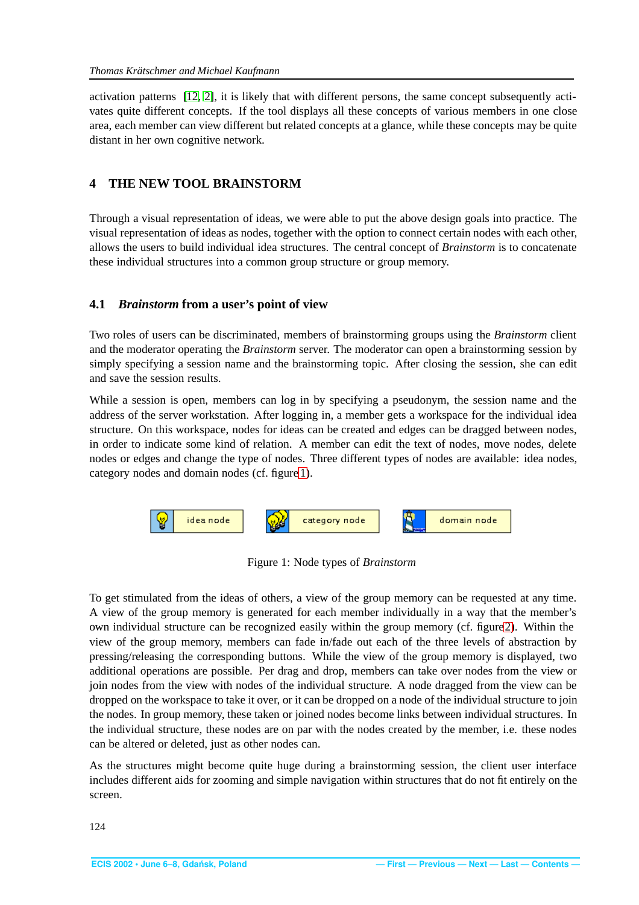activation patterns [12, 2], it is likely that with different persons, the same concept subsequently activates quite different concepts. If the tool displays all these concepts of various members in one close area, each member can view different but related concepts at a glance, while these concepts may be quite distant in her own cognitive network.

## 4 THE NEW TOOL BRAINSTORM

Through a visual representation of ideas, we were able to put the above design goals into practice. The visual representation of ideas as nodes, together with the option to connect certain nodes with each other, allows the users to build individual idea structures. The central concept of *Brainstorm* is to concatenate these individual structures into a common group structure or group memory.

### 4.1 *Brainstorm* from a user's point of view

Two roles of users can be discriminated, members of brainstorming groups using the *Brainstorm* client and the moderator operating the *Brainstorm* server. The moderator can open a brainstorming session by simply specifying a session name and the brainstorming topic. After closing the session, she can edit and save the session results.

While a session is open, members can log in by specifying a pseudonym, the session name and the address of the server workstation. After logging in, a member gets a workspace for the individual idea structure. On this workspace, nodes for ideas can be created and edges can be dragged between nodes, in order to indicate some kind of relation. A member can edit the text of nodes, move nodes, delete nodes or edges and change the type of nodes. Three different types of nodes are available: idea nodes, category nodes and domain nodes (cf. figure 1).

idea node    category node    domain node

Figure 1: Node types of *Brainstorm*

To get stimulated from the ideas of others, a view of the group memory can be requested at any time. A view of the group memory is generated for each member individually in a way that the member's own individual structure can be recognized easily within the group memory (cf. figure 2). Within the view of the group memory, members can fade in/fade out each of the three levels of abstraction by pressing/releasing the corresponding buttons. While the view of the group memory is displayed, two additional operations are possible. Per drag and drop, members can take over nodes from the view or join nodes from the view with nodes of the individual structure. A node dragged from the view can be dropped on the workspace to take it over, or it can be dropped on a node of the individual structure to join the nodes. In group memory, these taken or joined nodes become links between individual structures. In the individual structure, these nodes are on par with the nodes created by the member, i.e. these nodes can be altered or deleted, just as other nodes can.

As the structures might become quite huge during a brainstorming session, the client user interface includes different aids for zooming and simple navigation within structures that do not fit entirely on the screen.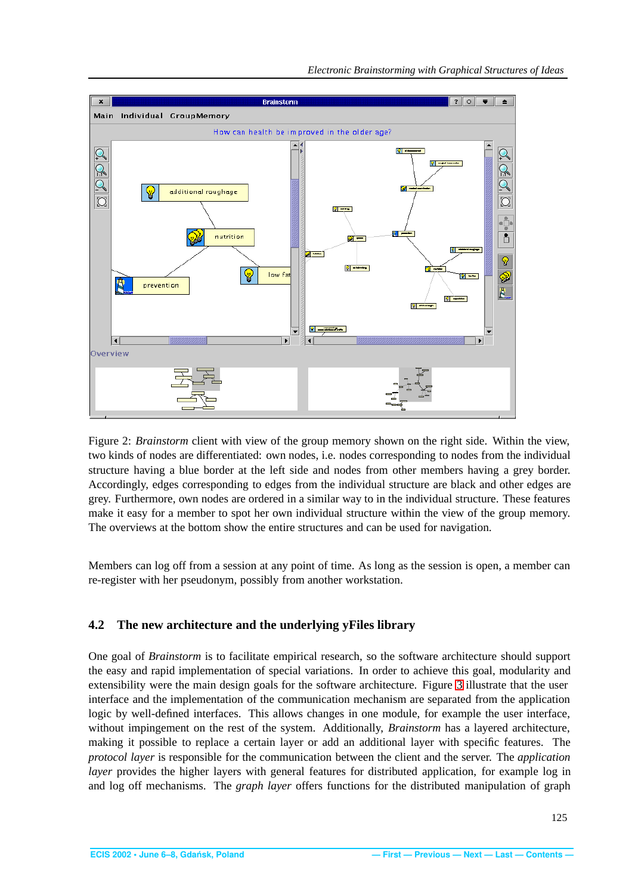Figure 2: *Brainstorm* client with view of the group memory shown on the right side. Within the view, two kinds of nodes are differentiated: own nodes, i.e. nodes corresponding to nodes from the individual structure having a blue border at the left side and nodes from other members having a grey border. Accordingly, edges corresponding to edges from the individual structure are black and other edges are grey. Furthermore, own nodes are ordered in a similar way to in the individual structure. These features make it easy for a member to spot her own individual structure within the view of the group memory. The overviews at the bottom show the entire structures and can be used for navigation.

Members can log off from a session at any point of time. As long as the session is open, a member can re-register with her pseudonym, possibly from another workstation.

### 4.2 The new architecture and the underlying yFiles library

One goal of *Brainstorm* is to facilitate empirical research, so the software architecture should support the easy and rapid implementation of special variations. In order to achieve this goal, modularity and extensibility were the main design goals for the software architecture. Figure 3 illustrate that the user interface and the implementation of the communication mechanism are separated from the application logic by well-defined interfaces. This allows changes in one module, for example the user interface, without impingement on the rest of the system. Additionally, *Brainstorm* has a layered architecture, making it possible to replace a certain layer or add an additional layer with specific features. The *protocol layer* is responsible for the communication between the client and the server. The *application layer* provides the higher layers with general features for distributed application, for example log in and log off mechanisms. The *graph layer* offers functions for the distributed manipulation of graph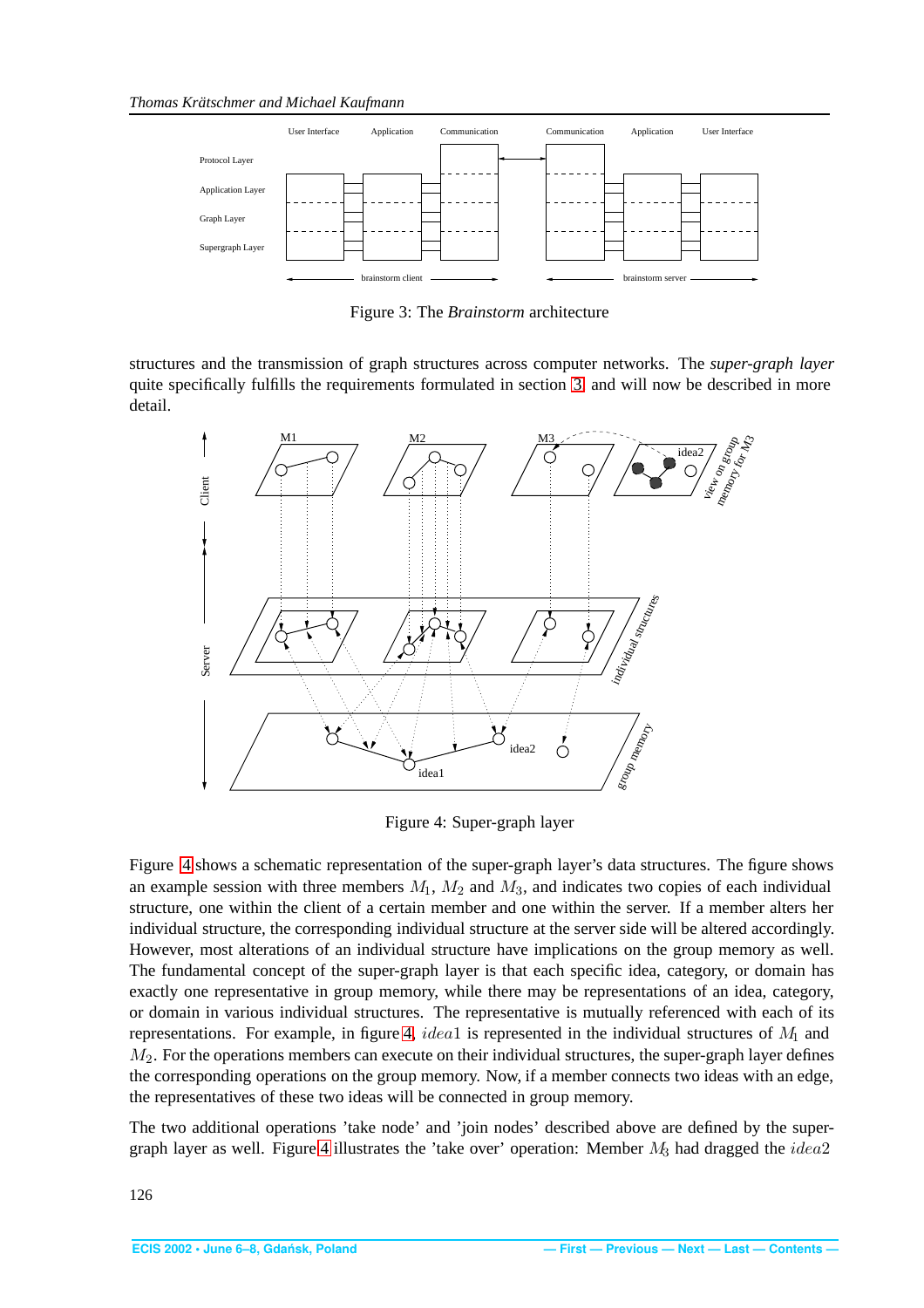Figure 3: The *Brainstorm* architecture

structures and the transmission of graph structures across computer networks. The *super-graph layer* quite specifically fulfills the requirements formulated in section 3 and will now be described in more detail.

Figure 4: Super-graph layer

Figure 4 shows a schematic representation of the super-graph layer's data structures. The figure shows an example session with three members $M_1$, $M_2$ and $M_3$, and indicates two copies of each individual structure, one within the client of a certain member and one within the server. If a member alters her individual structure, the corresponding individual structure at the server side will be altered accordingly. However, most alterations of an individual structure have implications on the group memory as well. The fundamental concept of the super-graph layer is that each specific idea, category, or domain has exactly one representative in group memory, while there may be representations of an idea, category, or domain in various individual structures. The representative is mutually referenced with each of its representations. For example, in figure 4, $idea1$ is represented in the individual structures of $M_1$ and $M_2$. For the operations members can execute on their individual structures, the super-graph layer defines the corresponding operations on the group memory. Now, if a member connects two ideas with an edge, the representatives of these two ideas will be connected in group memory.

The two additional operations 'take node' and 'join nodes' described above are defined by the super-graph layer as well. Figure 4 illustrates the 'take over' operation: Member $M_3$ had dragged the $idea2$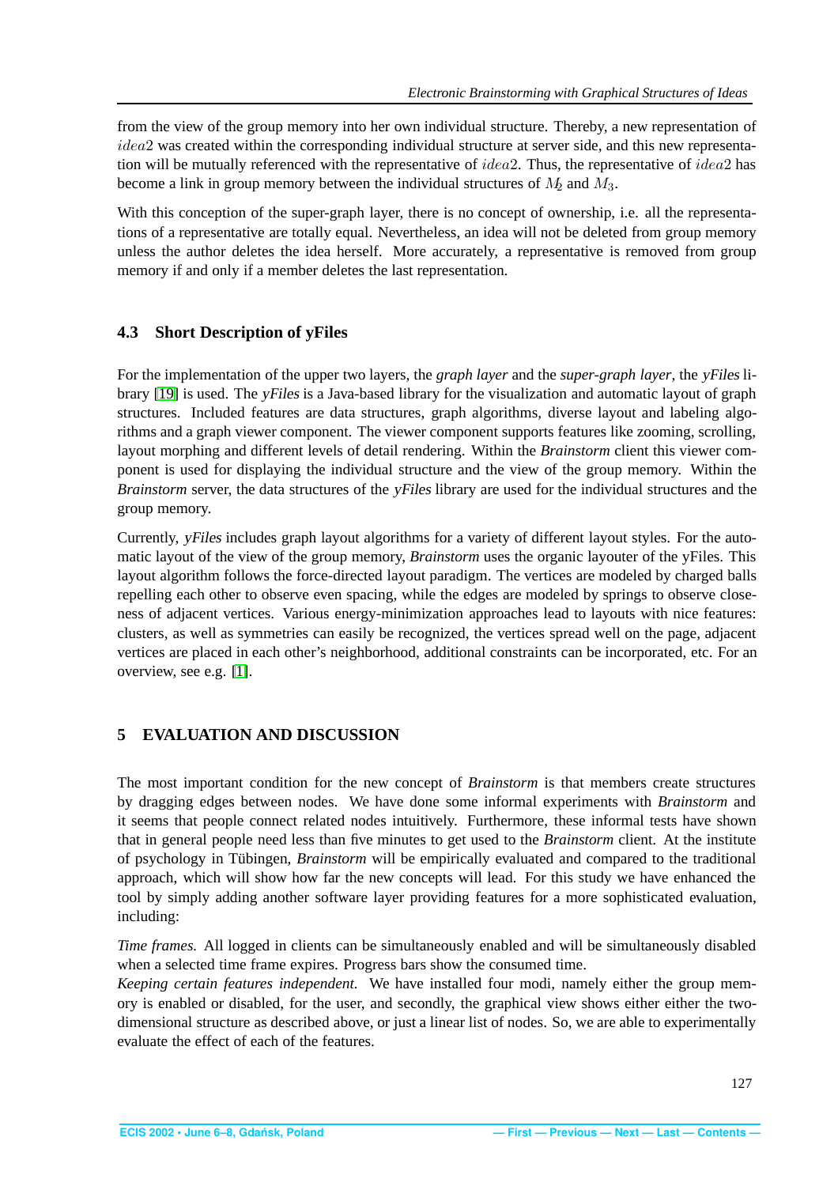from the view of the group memory into her own individual structure. Thereby, a new representation of $idea2$ was created within the corresponding individual structure at server side, and this new representation will be mutually referenced with the representative of $idea2$. Thus, the representative of $idea2$ has become a link in group memory between the individual structures of $M_2$ and $M_3$.

With this conception of the super-graph layer, there is no concept of ownership, i.e. all the representations of a representative are totally equal. Nevertheless, an idea will not be deleted from group memory unless the author deletes the idea herself. More accurately, a representative is removed from group memory if and only if a member deletes the last representation.

### 4.3 Short Description of yFiles

For the implementation of the upper two layers, the *graph layer* and the *super-graph layer*, the *yFiles* library [19] is used. The *yFiles* is a Java-based library for the visualization and automatic layout of graph structures. Included features are data structures, graph algorithms, diverse layout and labeling algorithms and a graph viewer component. The viewer component supports features like zooming, scrolling, layout morphing and different levels of detail rendering. Within the *Brainstorm* client this viewer component is used for displaying the individual structure and the view of the group memory. Within the *Brainstorm* server, the data structures of the *yFiles* library are used for the individual structures and the group memory.

Currently, *yFiles* includes graph layout algorithms for a variety of different layout styles. For the automatic layout of the view of the group memory, *Brainstorm* uses the organic layouter of the yFiles. This layout algorithm follows the force-directed layout paradigm. The vertices are modeled by charged balls repelling each other to observe even spacing, while the edges are modeled by springs to observe closeness of adjacent vertices. Various energy-minimization approaches lead to layouts with nice features: clusters, as well as symmetries can easily be recognized, the vertices spread well on the page, adjacent vertices are placed in each other's neighborhood, additional constraints can be incorporated, etc. For an overview, see e.g. [1].

## 5 EVALUATION AND DISCUSSION

The most important condition for the new concept of *Brainstorm* is that members create structures by dragging edges between nodes. We have done some informal experiments with *Brainstorm* and it seems that people connect related nodes intuitively. Furthermore, these informal tests have shown that in general people need less than five minutes to get used to the *Brainstorm* client. At the institute of psychology in Tübingen, *Brainstorm* will be empirically evaluated and compared to the traditional approach, which will show how far the new concepts will lead. For this study we have enhanced the tool by simply adding another software layer providing features for a more sophisticated evaluation, including:

*Time frames.* All logged in clients can be simultaneously enabled and will be simultaneously disabled when a selected time frame expires. Progress bars show the consumed time.
*Keeping certain features independent.* We have installed four modi, namely either the group memory is enabled or disabled, for the user, and secondly, the graphical view shows either either the two-dimensional structure as described above, or just a linear list of nodes. So, we are able to experimentally evaluate the effect of each of the features.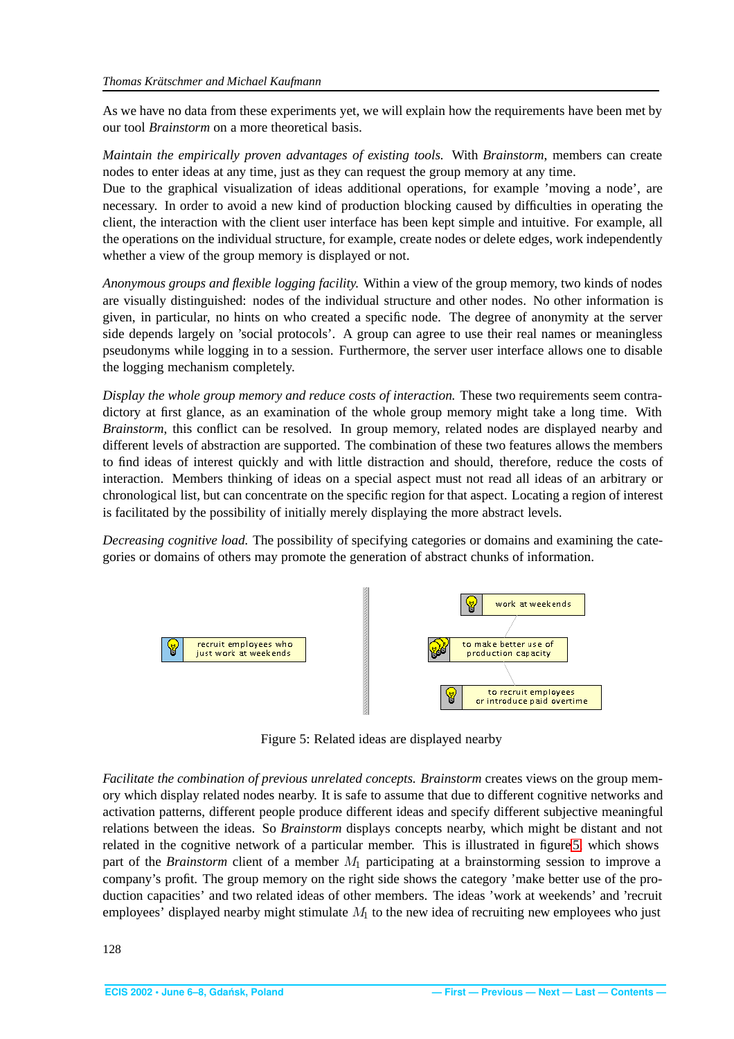As we have no data from these experiments yet, we will explain how the requirements have been met by our tool *Brainstorm* on a more theoretical basis.

*Maintain the empirically proven advantages of existing tools.* With *Brainstorm*, members can create nodes to enter ideas at any time, just as they can request the group memory at any time.
Due to the graphical visualization of ideas additional operations, for example 'moving a node', are necessary. In order to avoid a new kind of production blocking caused by difficulties in operating the client, the interaction with the client user interface has been kept simple and intuitive. For example, all the operations on the individual structure, for example, create nodes or delete edges, work independently whether a view of the group memory is displayed or not.

*Anonymous groups and flexible logging facility.* Within a view of the group memory, two kinds of nodes are visually distinguished: nodes of the individual structure and other nodes. No other information is given, in particular, no hints on who created a specific node. The degree of anonymity at the server side depends largely on 'social protocols'. A group can agree to use their real names or meaningless pseudonyms while logging in to a session. Furthermore, the server user interface allows one to disable the logging mechanism completely.

*Display the whole group memory and reduce costs of interaction.* These two requirements seem contradictory at first glance, as an examination of the whole group memory might take a long time. With *Brainstorm*, this conflict can be resolved. In group memory, related nodes are displayed nearby and different levels of abstraction are supported. The combination of these two features allows the members to find ideas of interest quickly and with little distraction and should, therefore, reduce the costs of interaction. Members thinking of ideas on a special aspect must not read all ideas of an arbitrary or chronological list, but can concentrate on the specific region for that aspect. Locating a region of interest is facilitated by the possibility of initially merely displaying the more abstract levels.

*Decreasing cognitive load.* The possibility of specifying categories or domains and examining the categories or domains of others may promote the generation of abstract chunks of information.

recruit employees who just work at weekends

work at weekends

to make better use of production capacity

to recruit employees or introduce paid overtime

Figure 5: Related ideas are displayed nearby

*Facilitate the combination of previous unrelated concepts. Brainstorm* creates views on the group memory which display related nodes nearby. It is safe to assume that due to different cognitive networks and activation patterns, different people produce different ideas and specify different subjective meaningful relations between the ideas. So *Brainstorm* displays concepts nearby, which might be distant and not related in the cognitive network of a particular member. This is illustrated in figure 5, which shows part of the *Brainstorm* client of a member $M_1$ participating at a brainstorming session to improve a company's profit. The group memory on the right side shows the category 'make better use of the production capacities' and two related ideas of other members. The ideas 'work at weekends' and 'recruit employees' displayed nearby might stimulate $M_1$ to the new idea of recruiting new employees who just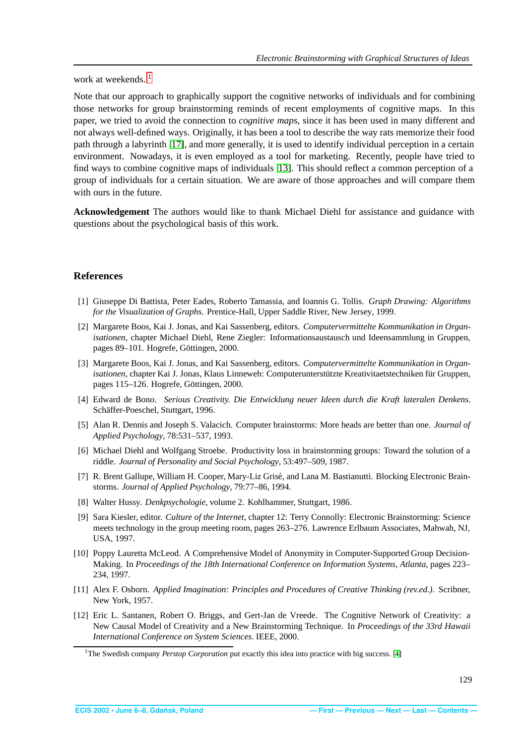work at weekends.[1]

Note that our approach to graphically support the cognitive networks of individuals and for combining those networks for group brainstorming reminds of recent employments of cognitive maps. In this paper, we tried to avoid the connection to *cognitive maps*, since it has been used in many different and not always well-defined ways. Originally, it has been a tool to describe the way rats memorize their food path through a labyrinth [17], and more generally, it is used to identify individual perception in a certain environment. Nowadays, it is even employed as a tool for marketing. Recently, people have tried to find ways to combine cognitive maps of individuals [13]. This should reflect a common perception of a group of individuals for a certain situation. We are aware of those approaches and will compare them with ours in the future.

**Acknowledgement** The authors would like to thank Michael Diehl for assistance and guidance with questions about the psychological basis of this work.

## References

[1] Giuseppe Di Battista, Peter Eades, Roberto Tamassia, and Ioannis G. Tollis. *Graph Drawing: Algorithms for the Visualization of Graphs.* Prentice-Hall, Upper Saddle River, New Jersey, 1999.

[2] Margarete Boos, Kai J. Jonas, and Kai Sassenberg, editors. *Computervermittelte Kommunikation in Organisationen*, chapter Michael Diehl, Rene Ziegler: Informationsaustausch und Ideensammlung in Gruppen, pages 89–101. Hogrefe, Göttingen, 2000.

[3] Margarete Boos, Kai J. Jonas, and Kai Sassenberg, editors. *Computervermittelte Kommunikation in Organisationen*, chapter Kai J. Jonas, Klaus Linneweh: Computerunterstützte Kreativitaetstechniken für Gruppen, pages 115–126. Hogrefe, Göttingen, 2000.

[4] Edward de Bono. *Serious Creativity. Die Entwicklung neuer Ideen durch die Kraft lateralen Denkens.* Schäffer-Poeschel, Stuttgart, 1996.

[5] Alan R. Dennis and Joseph S. Valacich. Computer brainstorms: More heads are better than one. *Journal of Applied Psychology*, 78:531–537, 1993.

[6] Michael Diehl and Wolfgang Stroebe. Productivity loss in brainstorming groups: Toward the solution of a riddle. *Journal of Personality and Social Psychology*, 53:497–509, 1987.

[7] R. Brent Gallupe, William H. Cooper, Mary-Liz Grisé, and Lana M. Bastianutti. Blocking Electronic Brainstorms. *Journal of Applied Psychology*, 79:77–86, 1994.

[8] Walter Hussy. *Denkpsychologie*, volume 2. Kohlhammer, Stuttgart, 1986.

[9] Sara Kiesler, editor. *Culture of the Internet*, chapter 12: Terry Connolly: Electronic Brainstorming: Science meets technology in the group meeting room, pages 263–276. Lawrence Erlbaum Associates, Mahwah, NJ, USA, 1997.

[10] Poppy Lauretta McLeod. A Comprehensive Model of Anonymity in Computer-Supported Group Decision-Making. In *Proceedings of the 18th International Conference on Information Systems, Atlanta*, pages 223–234, 1997.

[11] Alex F. Osborn. *Applied Imagination: Principles and Procedures of Creative Thinking (rev.ed.)*. Scribner, New York, 1957.

[12] Eric L. Santanen, Robert O. Briggs, and Gert-Jan de Vreede. The Cognitive Network of Creativity: a New Causal Model of Creativity and a New Brainstorming Technique. In *Proceedings of the 33rd Hawaii International Conference on System Sciences*. IEEE, 2000.

[1] The Swedish company *Perstop Corporation* put exactly this idea into practice with big success. [4]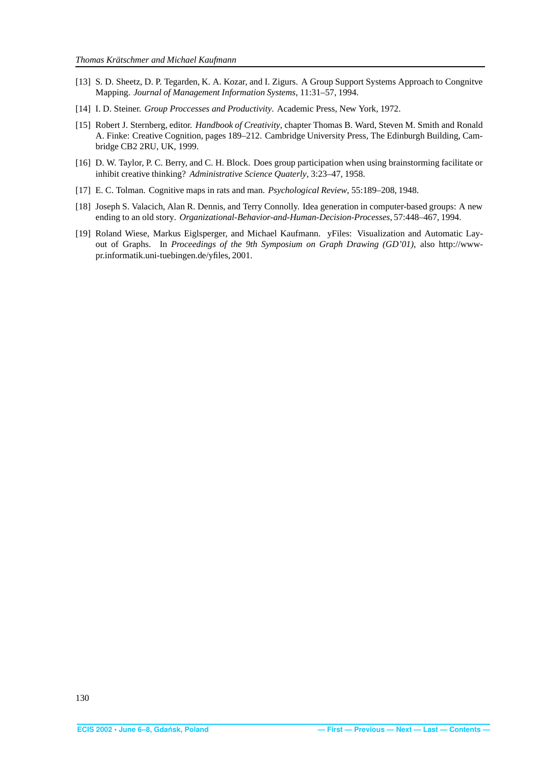[13] S. D. Sheetz, D. P. Tegarden, K. A. Kozar, and I. Zigurs. A Group Support Systems Approach to Congnitve Mapping. *Journal of Management Information Systems*, 11:31–57, 1994.

[14] I. D. Steiner. *Group Proccesses and Productivity*. Academic Press, New York, 1972.

[15] Robert J. Sternberg, editor. *Handbook of Creativity*, chapter Thomas B. Ward, Steven M. Smith and Ronald A. Finke: Creative Cognition, pages 189–212. Cambridge University Press, The Edinburgh Building, Cambridge CB2 2RU, UK, 1999.

[16] D. W. Taylor, P. C. Berry, and C. H. Block. Does group participation when using brainstorming facilitate or inhibit creative thinking? *Administrative Science Quaterly*, 3:23–47, 1958.

[17] E. C. Tolman. Cognitive maps in rats and man. *Psychological Review*, 55:189–208, 1948.

[18] Joseph S. Valacich, Alan R. Dennis, and Terry Connolly. Idea generation in computer-based groups: A new ending to an old story. *Organizational-Behavior-and-Human-Decision-Processes*, 57:448–467, 1994.

[19] Roland Wiese, Markus Eiglsperger, and Michael Kaufmann. yFiles: Visualization and Automatic Layout of Graphs. In *Proceedings of the 9th Symposium on Graph Drawing (GD'01)*, also http://www-pr.informatik.uni-tuebingen.de/yfiles, 2001.